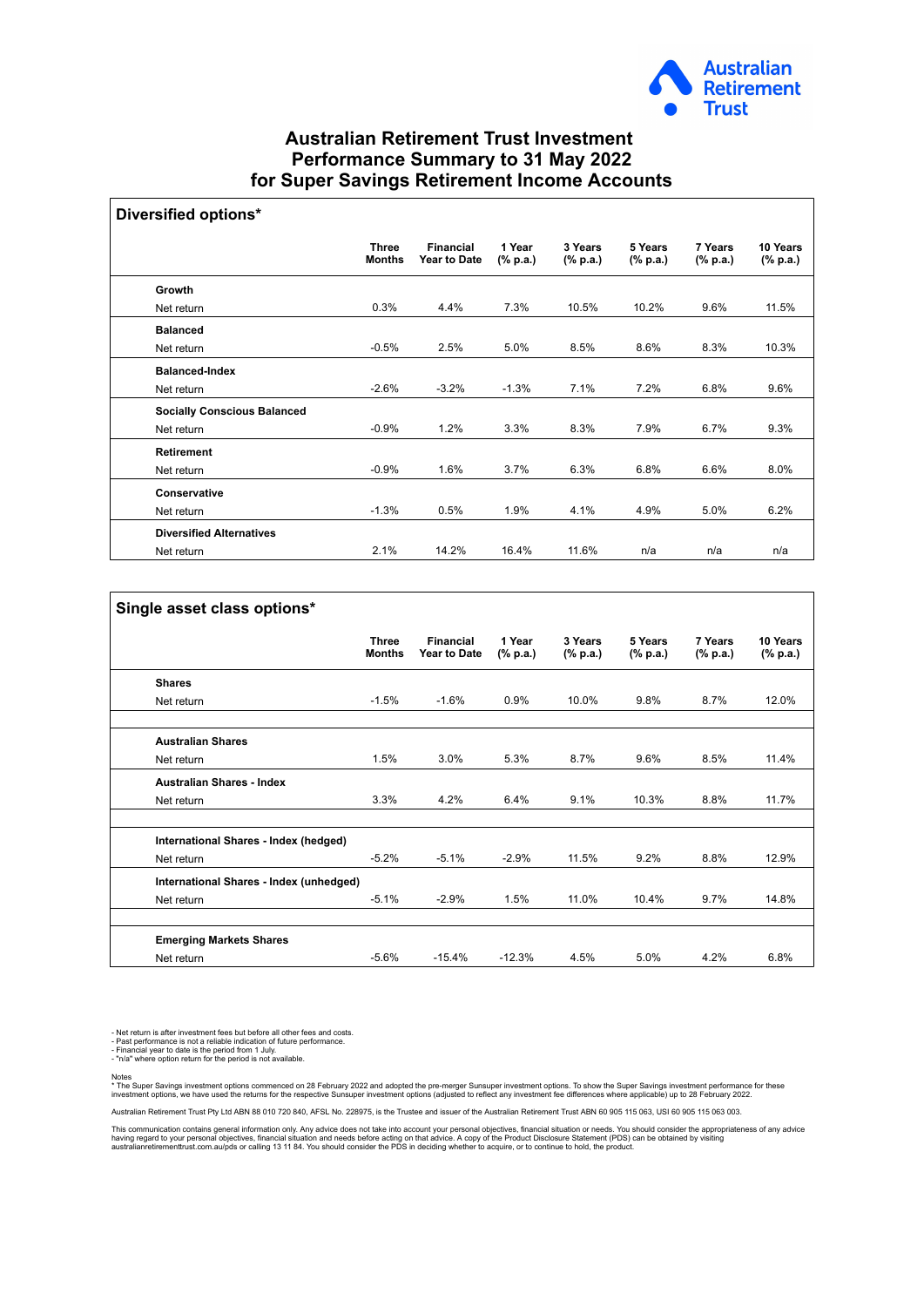Australian Retirement Trust

# Australian Retirement Trust Investment Performance Summary to 31 May 2022 for Super Savings Retirement Income Accounts

## Diversified options*

| | Three Months | Financial Year to Date | 1 Year (% p.a.) | 3 Years (% p.a.) | 5 Years (% p.a.) | 7 Years (% p.a.) | 10 Years (% p.a.) |
|---|---|---|---|---|---|---|---|
| **Growth** | | | | | | | |
| Net return | 0.3% | 4.4% | 7.3% | 10.5% | 10.2% | 9.6% | 11.5% |
| **Balanced** | | | | | | | |
| Net return | -0.5% | 2.5% | 5.0% | 8.5% | 8.6% | 8.3% | 10.3% |
| **Balanced-Index** | | | | | | | |
| Net return | -2.6% | -3.2% | -1.3% | 7.1% | 7.2% | 6.8% | 9.6% |
| **Socially Conscious Balanced** | | | | | | | |
| Net return | -0.9% | 1.2% | 3.3% | 8.3% | 7.9% | 6.7% | 9.3% |
| **Retirement** | | | | | | | |
| Net return | -0.9% | 1.6% | 3.7% | 6.3% | 6.8% | 6.6% | 8.0% |
| **Conservative** | | | | | | | |
| Net return | -1.3% | 0.5% | 1.9% | 4.1% | 4.9% | 5.0% | 6.2% |
| **Diversified Alternatives** | | | | | | | |
| Net return | 2.1% | 14.2% | 16.4% | 11.6% | n/a | n/a | n/a |

## Single asset class options*

| | Three Months | Financial Year to Date | 1 Year (% p.a.) | 3 Years (% p.a.) | 5 Years (% p.a.) | 7 Years (% p.a.) | 10 Years (% p.a.) |
|---|---|---|---|---|---|---|---|
| **Shares** | | | | | | | |
| Net return | -1.5% | -1.6% | 0.9% | 10.0% | 9.8% | 8.7% | 12.0% |
| **Australian Shares** | | | | | | | |
| Net return | 1.5% | 3.0% | 5.3% | 8.7% | 9.6% | 8.5% | 11.4% |
| **Australian Shares - Index** | | | | | | | |
| Net return | 3.3% | 4.2% | 6.4% | 9.1% | 10.3% | 8.8% | 11.7% |
| **International Shares - Index (hedged)** | | | | | | | |
| Net return | -5.2% | -5.1% | -2.9% | 11.5% | 9.2% | 8.8% | 12.9% |
| **International Shares - Index (unhedged)** | | | | | | | |
| Net return | -5.1% | -2.9% | 1.5% | 11.0% | 10.4% | 9.7% | 14.8% |
| **Emerging Markets Shares** | | | | | | | |
| Net return | -5.6% | -15.4% | -12.3% | 4.5% | 5.0% | 4.2% | 6.8% |

- Net return is after investment fees but before all other fees and costs.
- Past performance is not a reliable indication of future performance.
- Financial year to date is the period from 1 July.
- "n/a" where option return for the period is not available.

Notes
* The Super Savings investment options commenced on 28 February 2022 and adopted the pre-merger Sunsuper investment options. To show the Super Savings investment performance for these investment options, we have used the returns for the respective Sunsuper investment options (adjusted to reflect any investment fee differences where applicable) up to 28 February 2022.

Australian Retirement Trust Pty Ltd ABN 88 010 720 840, AFSL No. 228975, is the Trustee and issuer of the Australian Retirement Trust ABN 60 905 115 063, USI 60 905 115 063 003.

This communication contains general information only. Any advice does not take into account your personal objectives, financial situation or needs. You should consider the appropriateness of any advice having regard to your personal objectives, financial situation and needs before acting on that advice. A copy of the Product Disclosure Statement (PDS) can be obtained by visiting australianretirementtrust.com.au/pds or calling 13 11 84. You should consider the PDS in deciding whether to acquire, or to continue to hold, the product.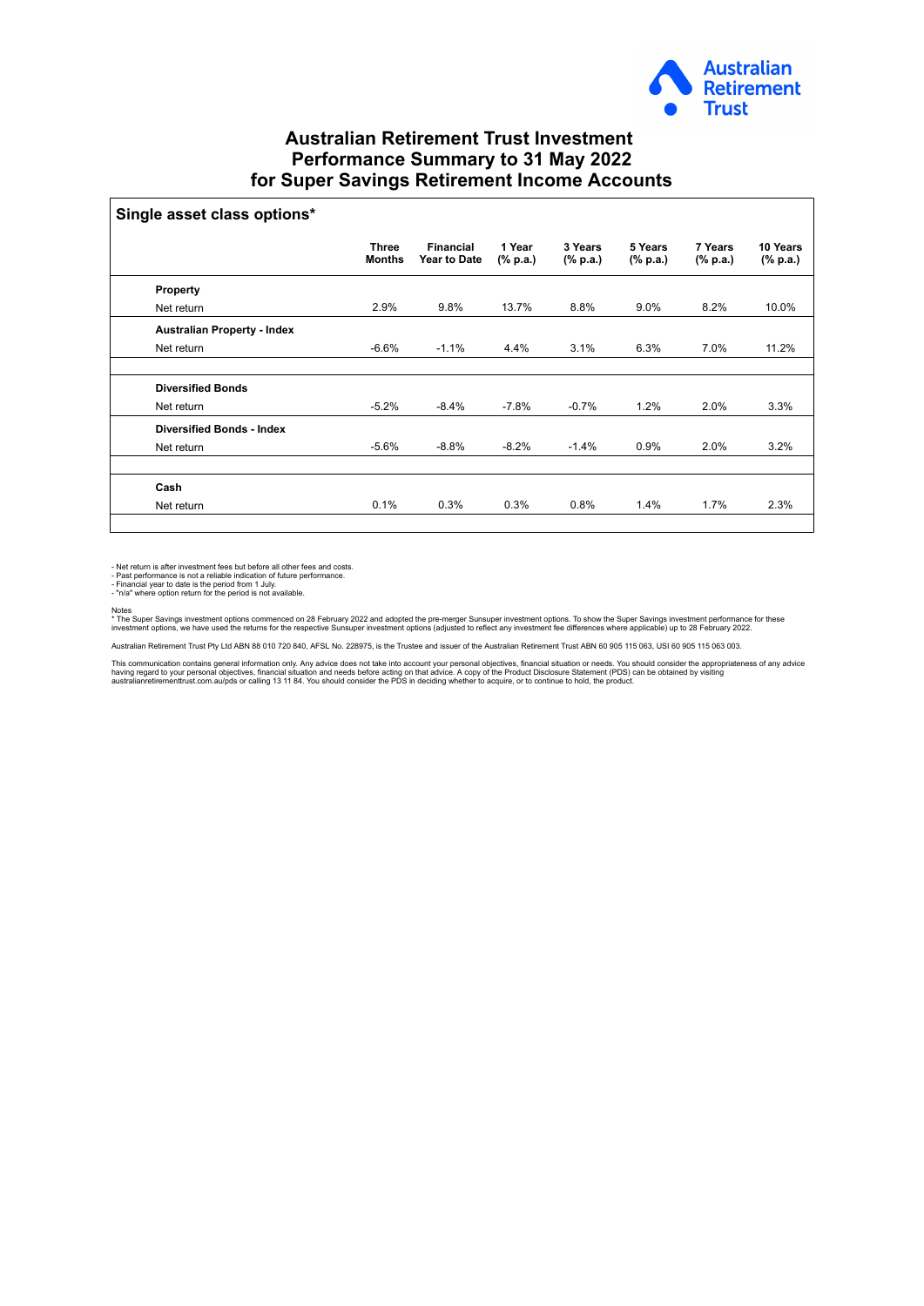# Australian Retirement Trust Investment Performance Summary to 31 May 2022 for Super Savings Retirement Income Accounts

## Single asset class options*

| | Three Months | Financial Year to Date | 1 Year (% p.a.) | 3 Years (% p.a.) | 5 Years (% p.a.) | 7 Years (% p.a.) | 10 Years (% p.a.) |
|---|---|---|---|---|---|---|---|
| **Property** | | | | | | | |
| Net return | 2.9% | 9.8% | 13.7% | 8.8% | 9.0% | 8.2% | 10.0% |
| **Australian Property - Index** | | | | | | | |
| Net return | -6.6% | -1.1% | 4.4% | 3.1% | 6.3% | 7.0% | 11.2% |
| **Diversified Bonds** | | | | | | | |
| Net return | -5.2% | -8.4% | -7.8% | -0.7% | 1.2% | 2.0% | 3.3% |
| **Diversified Bonds - Index** | | | | | | | |
| Net return | -5.6% | -8.8% | -8.2% | -1.4% | 0.9% | 2.0% | 3.2% |
| **Cash** | | | | | | | |
| Net return | 0.1% | 0.3% | 0.3% | 0.8% | 1.4% | 1.7% | 2.3% |

- Net return is after investment fees but before all other fees and costs.
- Past performance is not a reliable indication of future performance.
- Financial year to date is the period from 1 July.
- "n/a" where option return for the period is not available.

Notes

* The Super Savings investment options commenced on 28 February 2022 and adopted the pre-merger Sunsuper investment options. To show the Super Savings investment performance for these investment options, we have used the returns for the respective Sunsuper investment options (adjusted to reflect any investment fee differences where applicable) up to 28 February 2022.

Australian Retirement Trust Pty Ltd ABN 88 010 720 840, AFSL No. 228975, is the Trustee and issuer of the Australian Retirement Trust ABN 60 905 115 063, USI 60 905 115 063 003.

This communication contains general information only. Any advice does not take into account your personal objectives, financial situation or needs. You should consider the appropriateness of any advice having regard to your personal objectives, financial situation and needs before acting on that advice. A copy of the Product Disclosure Statement (PDS) can be obtained by visiting australianretirementtrust.com.au/pds or calling 13 11 84. You should consider the PDS in deciding whether to acquire, or to continue to hold, the product.